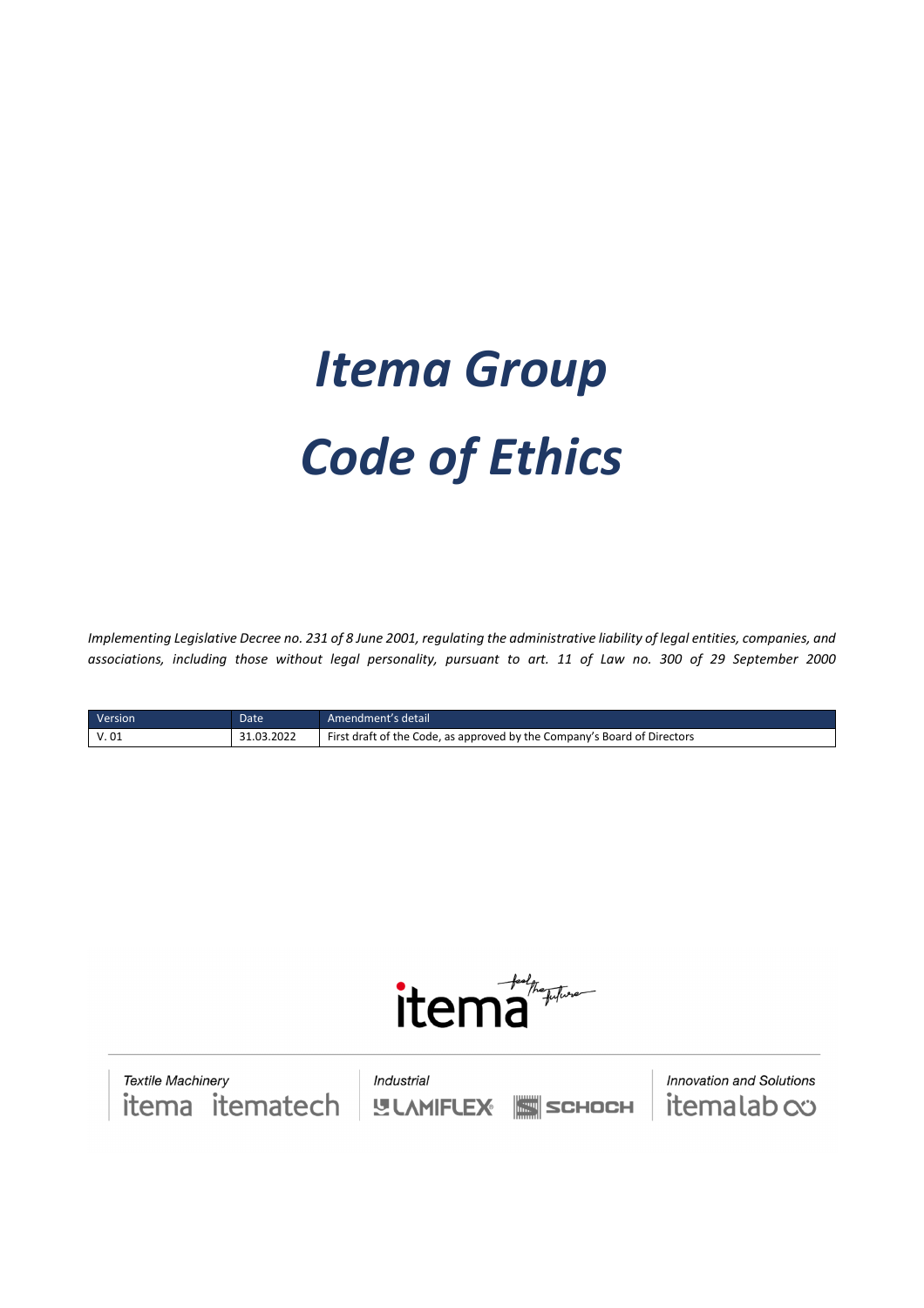# *Itema Group*

# *Code of Ethics*

*Implementing Legislative Decree no. 231 of 8 June 2001, regulating the administrative liability of legal entities, companies, and associations, including those without legal personality, pursuant to art. 11 of Law no. 300 of 29 September 2000*

| Version | Date | Amendment's detail |
| --- | --- | --- |
| V. 01 | 31.03.2022 | First draft of the Code, as approved by the Company's Board of Directors |

itema *feel the future*

*Textile Machinery* itema itematech | *Industrial* LAMIFLEX SCHOCH | *Innovation and Solutions* itemalab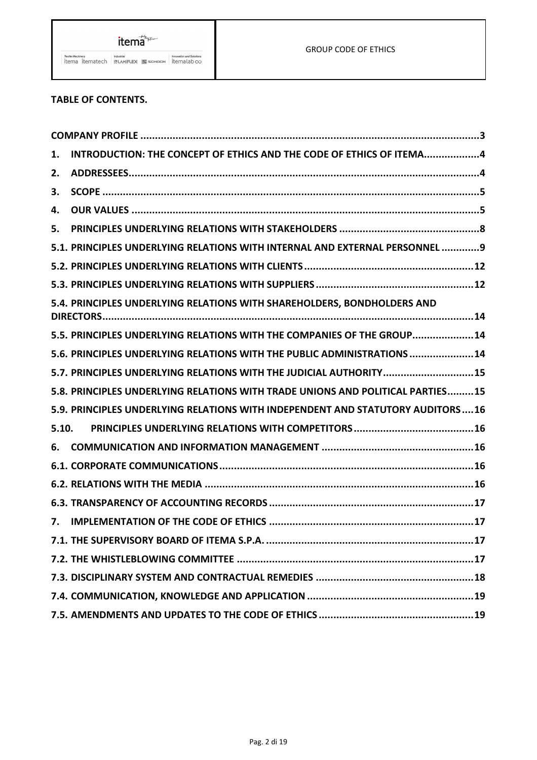**TABLE OF CONTENTS.**

COMPANY PROFILE ..... 3

1. INTRODUCTION: THE CONCEPT OF ETHICS AND THE CODE OF ETHICS OF ITEMA ..... 4
2. ADDRESSEES ..... 4
3. SCOPE ..... 5
4. OUR VALUES ..... 5
5. PRINCIPLES UNDERLYING RELATIONS WITH STAKEHOLDERS ..... 8

5.1. PRINCIPLES UNDERLYING RELATIONS WITH INTERNAL AND EXTERNAL PERSONNEL ..... 9

5.2. PRINCIPLES UNDERLYING RELATIONS WITH CLIENTS ..... 12

5.3. PRINCIPLES UNDERLYING RELATIONS WITH SUPPLIERS ..... 12

5.4. PRINCIPLES UNDERLYING RELATIONS WITH SHAREHOLDERS, BONDHOLDERS AND DIRECTORS ..... 14

5.5. PRINCIPLES UNDERLYING RELATIONS WITH THE COMPANIES OF THE GROUP ..... 14

5.6. PRINCIPLES UNDERLYING RELATIONS WITH THE PUBLIC ADMINISTRATIONS ..... 14

5.7. PRINCIPLES UNDERLYING RELATIONS WITH THE JUDICIAL AUTHORITY ..... 15

5.8. PRINCIPLES UNDERLYING RELATIONS WITH TRADE UNIONS AND POLITICAL PARTIES ..... 15

5.9. PRINCIPLES UNDERLYING RELATIONS WITH INDEPENDENT AND STATUTORY AUDITORS ..... 16

5.10. PRINCIPLES UNDERLYING RELATIONS WITH COMPETITORS ..... 16

6. COMMUNICATION AND INFORMATION MANAGEMENT ..... 16

6.1. CORPORATE COMMUNICATIONS ..... 16

6.2. RELATIONS WITH THE MEDIA ..... 16

6.3. TRANSPARENCY OF ACCOUNTING RECORDS ..... 17

7. IMPLEMENTATION OF THE CODE OF ETHICS ..... 17

7.1. THE SUPERVISORY BOARD OF ITEMA S.P.A. ..... 17

7.2. THE WHISTLEBLOWING COMMITTEE ..... 17

7.3. DISCIPLINARY SYSTEM AND CONTRACTUAL REMEDIES ..... 18

7.4. COMMUNICATION, KNOWLEDGE AND APPLICATION ..... 19

7.5. AMENDMENTS AND UPDATES TO THE CODE OF ETHICS ..... 19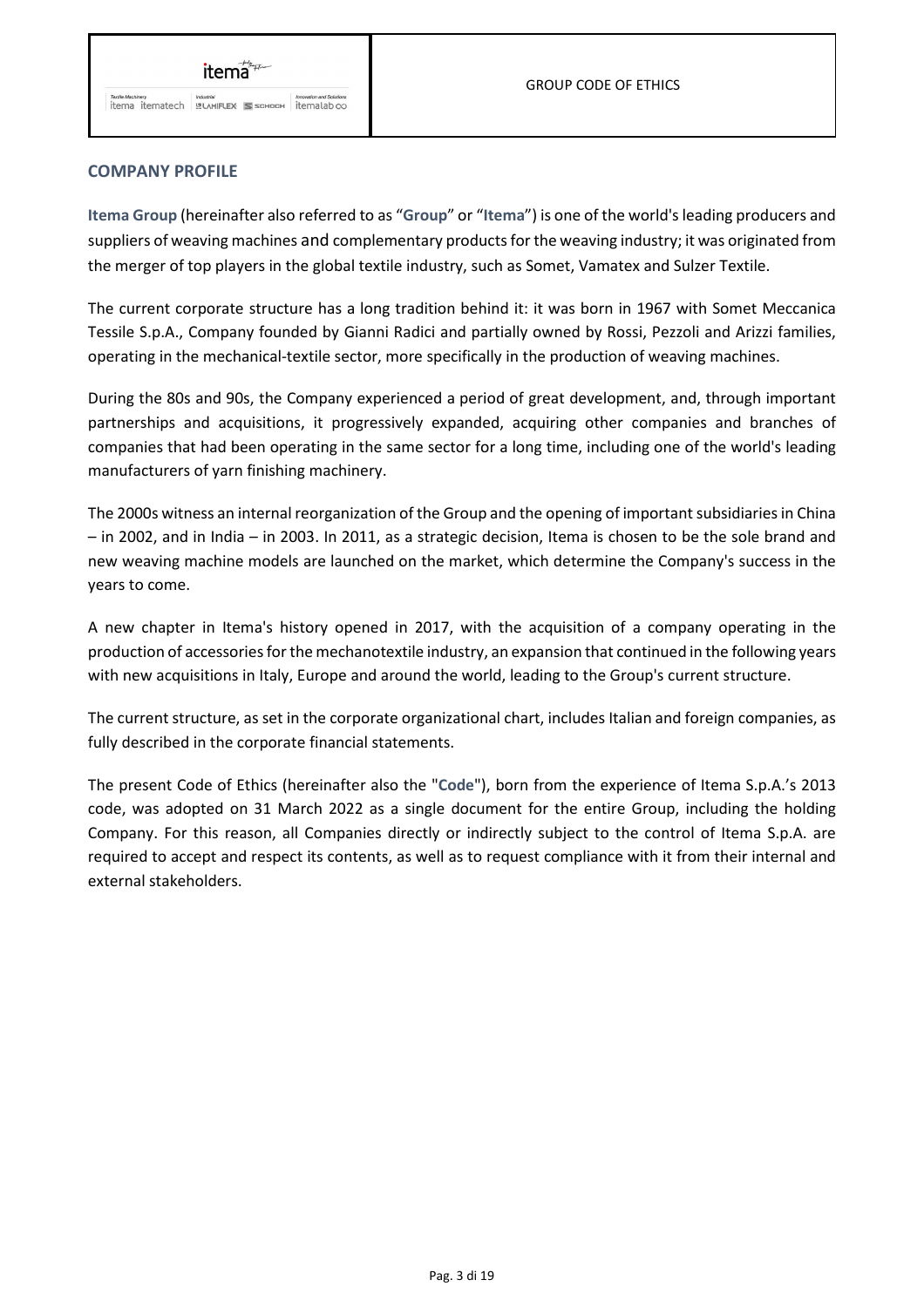## COMPANY PROFILE

**Itema Group** (hereinafter also referred to as "**Group**" or "**Itema**") is one of the world's leading producers and suppliers of weaving machines and complementary products for the weaving industry; it was originated from the merger of top players in the global textile industry, such as Somet, Vamatex and Sulzer Textile.

The current corporate structure has a long tradition behind it: it was born in 1967 with Somet Meccanica Tessile S.p.A., Company founded by Gianni Radici and partially owned by Rossi, Pezzoli and Arizzi families, operating in the mechanical-textile sector, more specifically in the production of weaving machines.

During the 80s and 90s, the Company experienced a period of great development, and, through important partnerships and acquisitions, it progressively expanded, acquiring other companies and branches of companies that had been operating in the same sector for a long time, including one of the world's leading manufacturers of yarn finishing machinery.

The 2000s witness an internal reorganization of the Group and the opening of important subsidiaries in China – in 2002, and in India – in 2003. In 2011, as a strategic decision, Itema is chosen to be the sole brand and new weaving machine models are launched on the market, which determine the Company's success in the years to come.

A new chapter in Itema's history opened in 2017, with the acquisition of a company operating in the production of accessories for the mechanotextile industry, an expansion that continued in the following years with new acquisitions in Italy, Europe and around the world, leading to the Group's current structure.

The current structure, as set in the corporate organizational chart, includes Italian and foreign companies, as fully described in the corporate financial statements.

The present Code of Ethics (hereinafter also the "**Code**"), born from the experience of Itema S.p.A.'s 2013 code, was adopted on 31 March 2022 as a single document for the entire Group, including the holding Company. For this reason, all Companies directly or indirectly subject to the control of Itema S.p.A. are required to accept and respect its contents, as well as to request compliance with it from their internal and external stakeholders.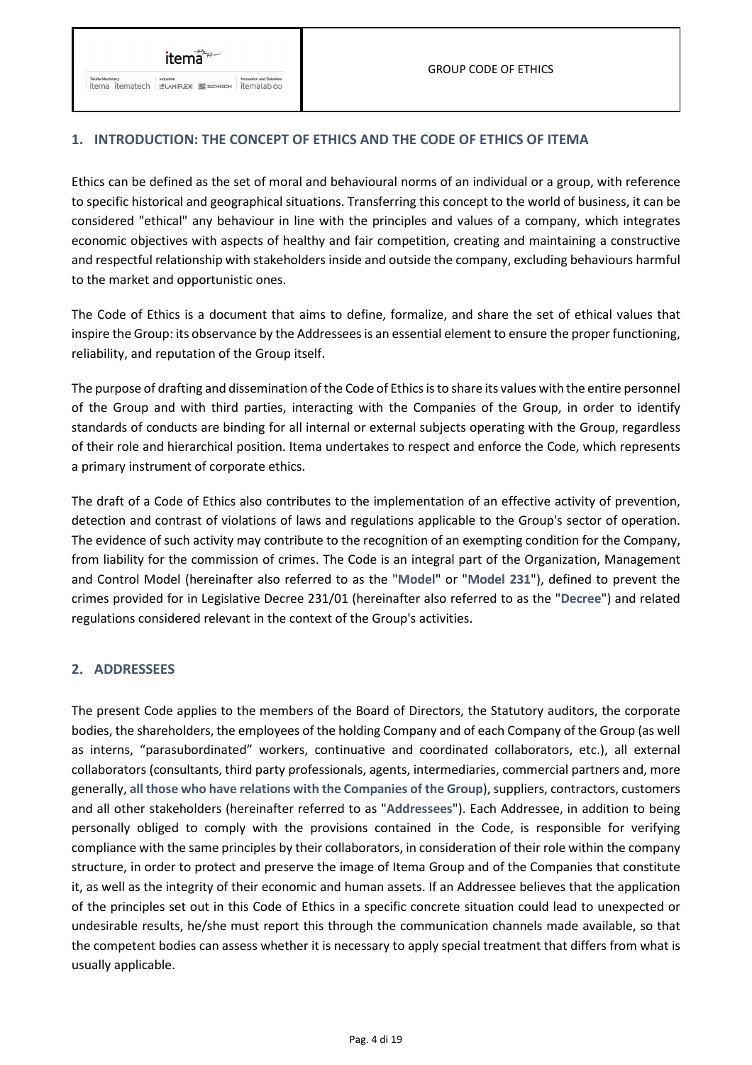## 1. INTRODUCTION: THE CONCEPT OF ETHICS AND THE CODE OF ETHICS OF ITEMA

Ethics can be defined as the set of moral and behavioural norms of an individual or a group, with reference to specific historical and geographical situations. Transferring this concept to the world of business, it can be considered "ethical" any behaviour in line with the principles and values of a company, which integrates economic objectives with aspects of healthy and fair competition, creating and maintaining a constructive and respectful relationship with stakeholders inside and outside the company, excluding behaviours harmful to the market and opportunistic ones.

The Code of Ethics is a document that aims to define, formalize, and share the set of ethical values that inspire the Group: its observance by the Addressees is an essential element to ensure the proper functioning, reliability, and reputation of the Group itself.

The purpose of drafting and dissemination of the Code of Ethics is to share its values with the entire personnel of the Group and with third parties, interacting with the Companies of the Group, in order to identify standards of conducts are binding for all internal or external subjects operating with the Group, regardless of their role and hierarchical position. Itema undertakes to respect and enforce the Code, which represents a primary instrument of corporate ethics.

The draft of a Code of Ethics also contributes to the implementation of an effective activity of prevention, detection and contrast of violations of laws and regulations applicable to the Group's sector of operation. The evidence of such activity may contribute to the recognition of an exempting condition for the Company, from liability for the commission of crimes. The Code is an integral part of the Organization, Management and Control Model (hereinafter also referred to as the "**Model**" or "**Model 231**"), defined to prevent the crimes provided for in Legislative Decree 231/01 (hereinafter also referred to as the "**Decree**") and related regulations considered relevant in the context of the Group's activities.

## 2. ADDRESSEES

The present Code applies to the members of the Board of Directors, the Statutory auditors, the corporate bodies, the shareholders, the employees of the holding Company and of each Company of the Group (as well as interns, "parasubordinated" workers, continuative and coordinated collaborators, etc.), all external collaborators (consultants, third party professionals, agents, intermediaries, commercial partners and, more generally, **all those who have relations with the Companies of the Group**), suppliers, contractors, customers and all other stakeholders (hereinafter referred to as "**Addressees**"). Each Addressee, in addition to being personally obliged to comply with the provisions contained in the Code, is responsible for verifying compliance with the same principles by their collaborators, in consideration of their role within the company structure, in order to protect and preserve the image of Itema Group and of the Companies that constitute it, as well as the integrity of their economic and human assets. If an Addressee believes that the application of the principles set out in this Code of Ethics in a specific concrete situation could lead to unexpected or undesirable results, he/she must report this through the communication channels made available, so that the competent bodies can assess whether it is necessary to apply special treatment that differs from what is usually applicable.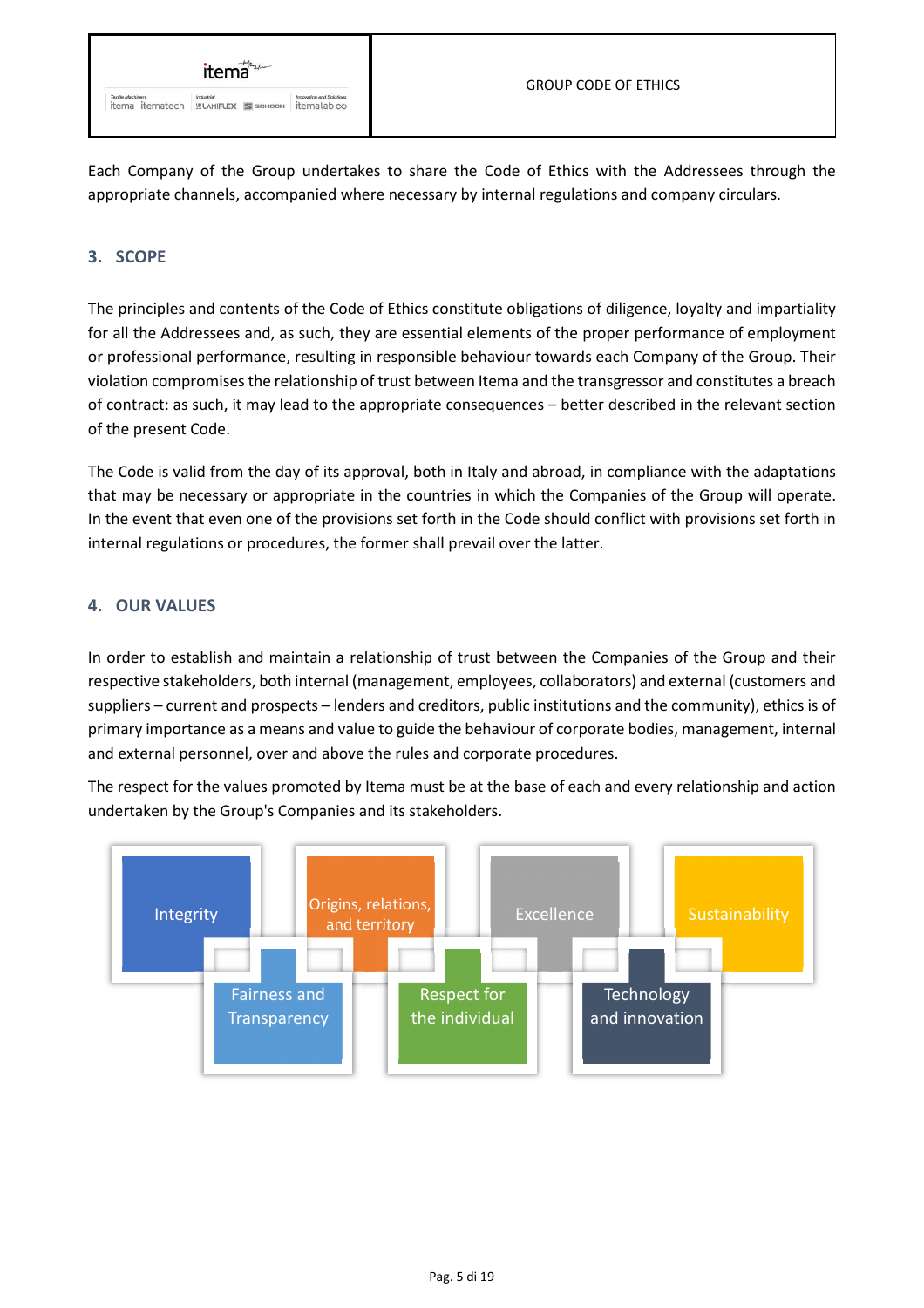Each Company of the Group undertakes to share the Code of Ethics with the Addressees through the appropriate channels, accompanied where necessary by internal regulations and company circulars.

## 3. SCOPE

The principles and contents of the Code of Ethics constitute obligations of diligence, loyalty and impartiality for all the Addressees and, as such, they are essential elements of the proper performance of employment or professional performance, resulting in responsible behaviour towards each Company of the Group. Their violation compromises the relationship of trust between Itema and the transgressor and constitutes a breach of contract: as such, it may lead to the appropriate consequences – better described in the relevant section of the present Code.

The Code is valid from the day of its approval, both in Italy and abroad, in compliance with the adaptations that may be necessary or appropriate in the countries in which the Companies of the Group will operate. In the event that even one of the provisions set forth in the Code should conflict with provisions set forth in internal regulations or procedures, the former shall prevail over the latter.

## 4. OUR VALUES

In order to establish and maintain a relationship of trust between the Companies of the Group and their respective stakeholders, both internal (management, employees, collaborators) and external (customers and suppliers – current and prospects – lenders and creditors, public institutions and the community), ethics is of primary importance as a means and value to guide the behaviour of corporate bodies, management, internal and external personnel, over and above the rules and corporate procedures.

The respect for the values promoted by Itema must be at the base of each and every relationship and action undertaken by the Group's Companies and its stakeholders.

Integrity

Origins, relations, and territory

Excellence

Sustainability

Fairness and Transparency

Respect for the individual

Technology and innovation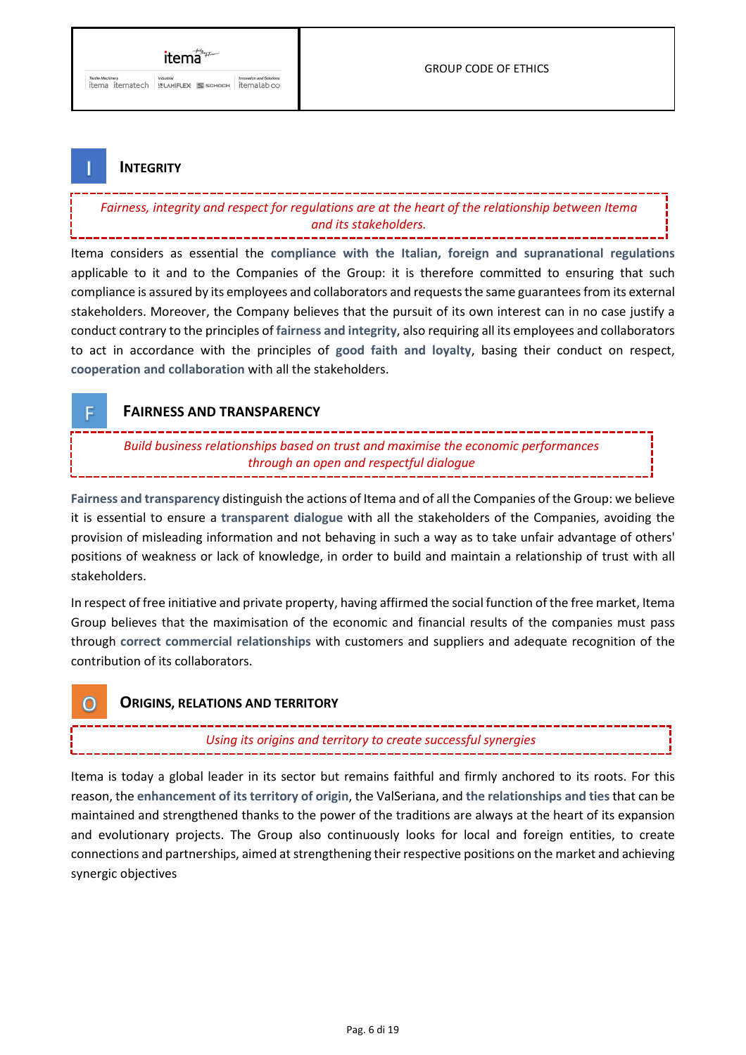## I INTEGRITY

*Fairness, integrity and respect for regulations are at the heart of the relationship between Itema and its stakeholders.*

Itema considers as essential the **compliance with the Italian, foreign and supranational regulations** applicable to it and to the Companies of the Group: it is therefore committed to ensuring that such compliance is assured by its employees and collaborators and requests the same guarantees from its external stakeholders. Moreover, the Company believes that the pursuit of its own interest can in no case justify a conduct contrary to the principles of **fairness and integrity**, also requiring all its employees and collaborators to act in accordance with the principles of **good faith and loyalty**, basing their conduct on respect, **cooperation and collaboration** with all the stakeholders.

## F FAIRNESS AND TRANSPARENCY

*Build business relationships based on trust and maximise the economic performances through an open and respectful dialogue*

**Fairness and transparency** distinguish the actions of Itema and of all the Companies of the Group: we believe it is essential to ensure a **transparent dialogue** with all the stakeholders of the Companies, avoiding the provision of misleading information and not behaving in such a way as to take unfair advantage of others' positions of weakness or lack of knowledge, in order to build and maintain a relationship of trust with all stakeholders.

In respect of free initiative and private property, having affirmed the social function of the free market, Itema Group believes that the maximisation of the economic and financial results of the companies must pass through **correct commercial relationships** with customers and suppliers and adequate recognition of the contribution of its collaborators.

## O ORIGINS, RELATIONS AND TERRITORY

*Using its origins and territory to create successful synergies*

Itema is today a global leader in its sector but remains faithful and firmly anchored to its roots. For this reason, the **enhancement of its territory of origin**, the ValSeriana, and **the relationships and ties** that can be maintained and strengthened thanks to the power of the traditions are always at the heart of its expansion and evolutionary projects. The Group also continuously looks for local and foreign entities, to create connections and partnerships, aimed at strengthening their respective positions on the market and achieving synergic objectives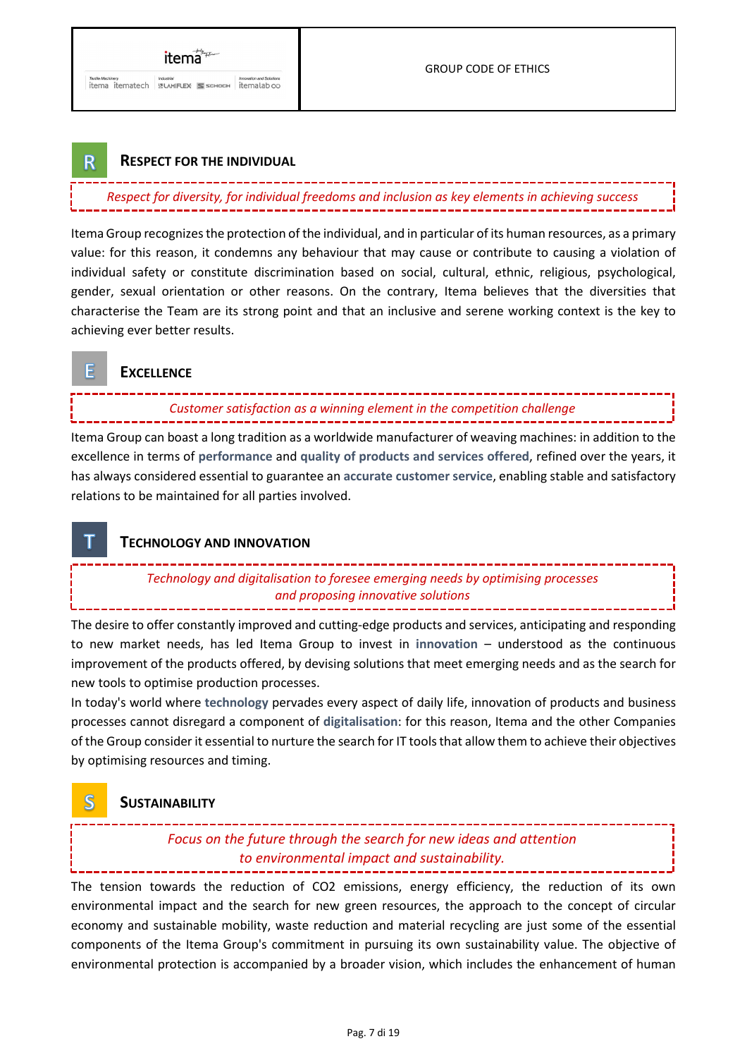## R RESPECT FOR THE INDIVIDUAL

*Respect for diversity, for individual freedoms and inclusion as key elements in achieving success*

Itema Group recognizes the protection of the individual, and in particular of its human resources, as a primary value: for this reason, it condemns any behaviour that may cause or contribute to causing a violation of individual safety or constitute discrimination based on social, cultural, ethnic, religious, psychological, gender, sexual orientation or other reasons. On the contrary, Itema believes that the diversities that characterise the Team are its strong point and that an inclusive and serene working context is the key to achieving ever better results.

## E EXCELLENCE

*Customer satisfaction as a winning element in the competition challenge*

Itema Group can boast a long tradition as a worldwide manufacturer of weaving machines: in addition to the excellence in terms of **performance** and **quality of products and services offered**, refined over the years, it has always considered essential to guarantee an **accurate customer service**, enabling stable and satisfactory relations to be maintained for all parties involved.

## T TECHNOLOGY AND INNOVATION

*Technology and digitalisation to foresee emerging needs by optimising processes and proposing innovative solutions*

The desire to offer constantly improved and cutting-edge products and services, anticipating and responding to new market needs, has led Itema Group to invest in **innovation** – understood as the continuous improvement of the products offered, by devising solutions that meet emerging needs and as the search for new tools to optimise production processes.

In today's world where **technology** pervades every aspect of daily life, innovation of products and business processes cannot disregard a component of **digitalisation**: for this reason, Itema and the other Companies of the Group consider it essential to nurture the search for IT tools that allow them to achieve their objectives by optimising resources and timing.

## S SUSTAINABILITY

*Focus on the future through the search for new ideas and attention to environmental impact and sustainability.*

The tension towards the reduction of $CO_2$ emissions, energy efficiency, the reduction of its own environmental impact and the search for new green resources, the approach to the concept of circular economy and sustainable mobility, waste reduction and material recycling are just some of the essential components of the Itema Group's commitment in pursuing its own sustainability value. The objective of environmental protection is accompanied by a broader vision, which includes the enhancement of human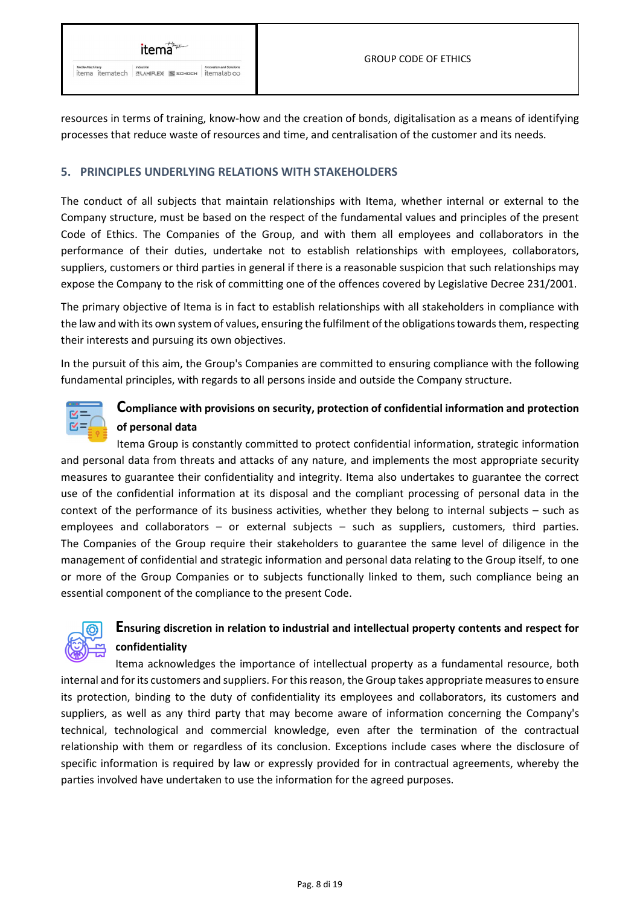resources in terms of training, know-how and the creation of bonds, digitalisation as a means of identifying processes that reduce waste of resources and time, and centralisation of the customer and its needs.

## 5. PRINCIPLES UNDERLYING RELATIONS WITH STAKEHOLDERS

The conduct of all subjects that maintain relationships with Itema, whether internal or external to the Company structure, must be based on the respect of the fundamental values and principles of the present Code of Ethics. The Companies of the Group, and with them all employees and collaborators in the performance of their duties, undertake not to establish relationships with employees, collaborators, suppliers, customers or third parties in general if there is a reasonable suspicion that such relationships may expose the Company to the risk of committing one of the offences covered by Legislative Decree 231/2001.

The primary objective of Itema is in fact to establish relationships with all stakeholders in compliance with the law and with its own system of values, ensuring the fulfilment of the obligations towards them, respecting their interests and pursuing its own objectives.

In the pursuit of this aim, the Group's Companies are committed to ensuring compliance with the following fundamental principles, with regards to all persons inside and outside the Company structure.

### Compliance with provisions on security, protection of confidential information and protection of personal data

Itema Group is constantly committed to protect confidential information, strategic information and personal data from threats and attacks of any nature, and implements the most appropriate security measures to guarantee their confidentiality and integrity. Itema also undertakes to guarantee the correct use of the confidential information at its disposal and the compliant processing of personal data in the context of the performance of its business activities, whether they belong to internal subjects – such as employees and collaborators – or external subjects – such as suppliers, customers, third parties. The Companies of the Group require their stakeholders to guarantee the same level of diligence in the management of confidential and strategic information and personal data relating to the Group itself, to one or more of the Group Companies or to subjects functionally linked to them, such compliance being an essential component of the compliance to the present Code.

### Ensuring discretion in relation to industrial and intellectual property contents and respect for confidentiality

Itema acknowledges the importance of intellectual property as a fundamental resource, both internal and for its customers and suppliers. For this reason, the Group takes appropriate measures to ensure its protection, binding to the duty of confidentiality its employees and collaborators, its customers and suppliers, as well as any third party that may become aware of information concerning the Company's technical, technological and commercial knowledge, even after the termination of the contractual relationship with them or regardless of its conclusion. Exceptions include cases where the disclosure of specific information is required by law or expressly provided for in contractual agreements, whereby the parties involved have undertaken to use the information for the agreed purposes.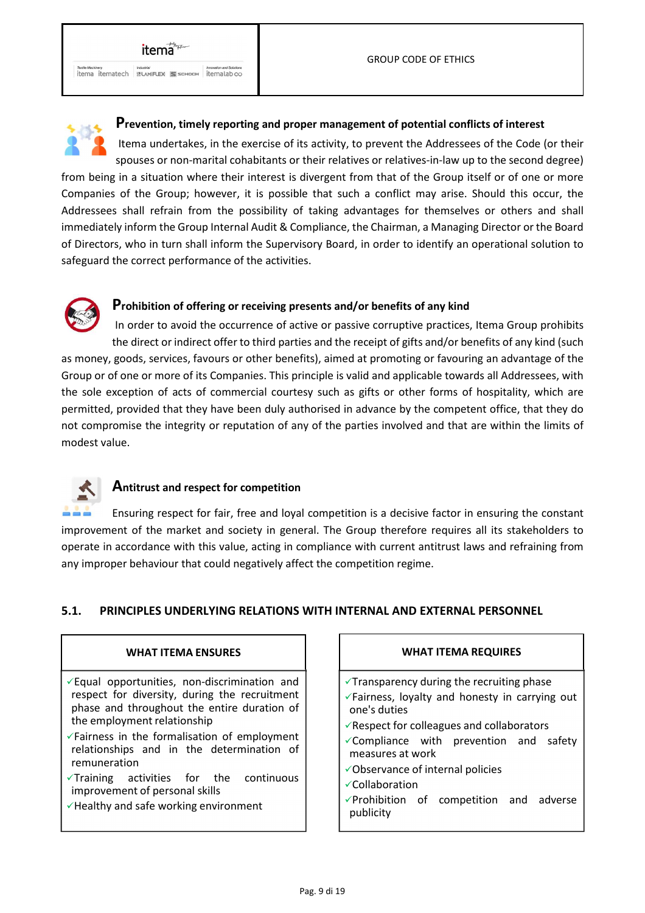### Prevention, timely reporting and proper management of potential conflicts of interest

Itema undertakes, in the exercise of its activity, to prevent the Addressees of the Code (or their spouses or non-marital cohabitants or their relatives or relatives-in-law up to the second degree) from being in a situation where their interest is divergent from that of the Group itself or of one or more Companies of the Group; however, it is possible that such a conflict may arise. Should this occur, the Addressees shall refrain from the possibility of taking advantages for themselves or others and shall immediately inform the Group Internal Audit & Compliance, the Chairman, a Managing Director or the Board of Directors, who in turn shall inform the Supervisory Board, in order to identify an operational solution to safeguard the correct performance of the activities.

### Prohibition of offering or receiving presents and/or benefits of any kind

In order to avoid the occurrence of active or passive corruptive practices, Itema Group prohibits the direct or indirect offer to third parties and the receipt of gifts and/or benefits of any kind (such as money, goods, services, favours or other benefits), aimed at promoting or favouring an advantage of the Group or of one or more of its Companies. This principle is valid and applicable towards all Addressees, with the sole exception of acts of commercial courtesy such as gifts or other forms of hospitality, which are permitted, provided that they have been duly authorised in advance by the competent office, that they do not compromise the integrity or reputation of any of the parties involved and that are within the limits of modest value.

### Antitrust and respect for competition

Ensuring respect for fair, free and loyal competition is a decisive factor in ensuring the constant improvement of the market and society in general. The Group therefore requires all its stakeholders to operate in accordance with this value, acting in compliance with current antitrust laws and refraining from any improper behaviour that could negatively affect the competition regime.

## 5.1. PRINCIPLES UNDERLYING RELATIONS WITH INTERNAL AND EXTERNAL PERSONNEL

| WHAT ITEMA ENSURES | WHAT ITEMA REQUIRES |
|---|---|
| ✓Equal opportunities, non-discrimination and respect for diversity, during the recruitment phase and throughout the entire duration of the employment relationship<br>✓Fairness in the formalisation of employment relationships and in the determination of remuneration<br>✓Training activities for the continuous improvement of personal skills<br>✓Healthy and safe working environment | ✓Transparency during the recruiting phase<br>✓Fairness, loyalty and honesty in carrying out one's duties<br>✓Respect for colleagues and collaborators<br>✓Compliance with prevention and safety measures at work<br>✓Observance of internal policies<br>✓Collaboration<br>✓Prohibition of competition and adverse publicity |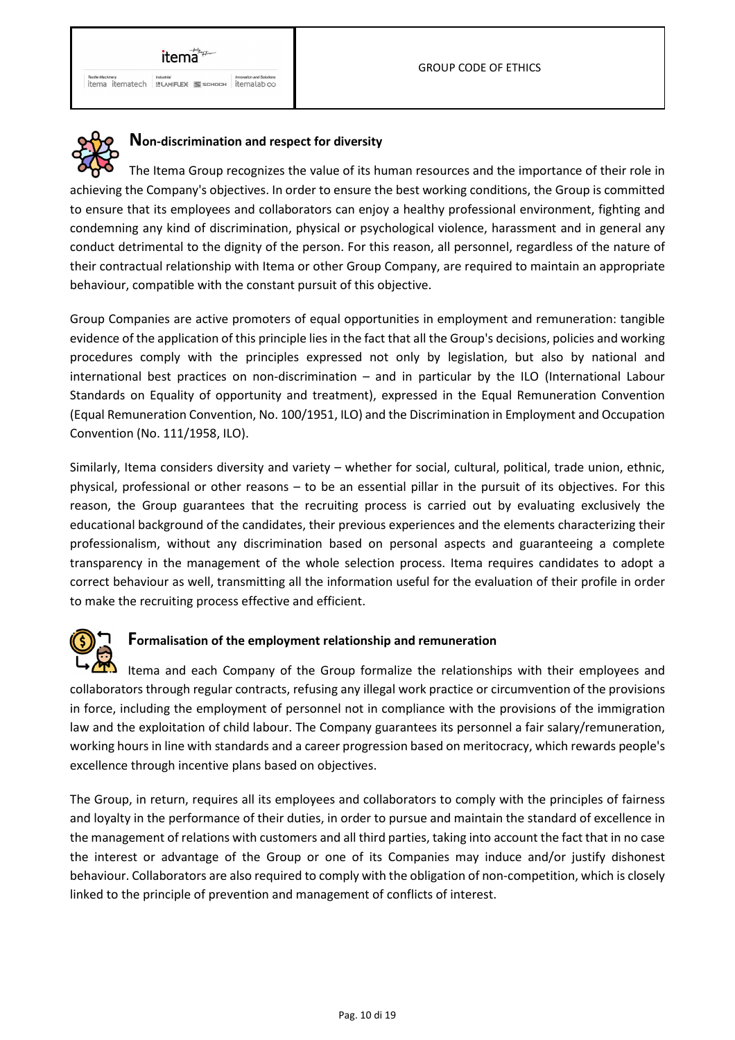## Non-discrimination and respect for diversity

The Itema Group recognizes the value of its human resources and the importance of their role in achieving the Company's objectives. In order to ensure the best working conditions, the Group is committed to ensure that its employees and collaborators can enjoy a healthy professional environment, fighting and condemning any kind of discrimination, physical or psychological violence, harassment and in general any conduct detrimental to the dignity of the person. For this reason, all personnel, regardless of the nature of their contractual relationship with Itema or other Group Company, are required to maintain an appropriate behaviour, compatible with the constant pursuit of this objective.

Group Companies are active promoters of equal opportunities in employment and remuneration: tangible evidence of the application of this principle lies in the fact that all the Group's decisions, policies and working procedures comply with the principles expressed not only by legislation, but also by national and international best practices on non-discrimination – and in particular by the ILO (International Labour Standards on Equality of opportunity and treatment), expressed in the Equal Remuneration Convention (Equal Remuneration Convention, No. 100/1951, ILO) and the Discrimination in Employment and Occupation Convention (No. 111/1958, ILO).

Similarly, Itema considers diversity and variety – whether for social, cultural, political, trade union, ethnic, physical, professional or other reasons – to be an essential pillar in the pursuit of its objectives. For this reason, the Group guarantees that the recruiting process is carried out by evaluating exclusively the educational background of the candidates, their previous experiences and the elements characterizing their professionalism, without any discrimination based on personal aspects and guaranteeing a complete transparency in the management of the whole selection process. Itema requires candidates to adopt a correct behaviour as well, transmitting all the information useful for the evaluation of their profile in order to make the recruiting process effective and efficient.

## Formalisation of the employment relationship and remuneration

Itema and each Company of the Group formalize the relationships with their employees and collaborators through regular contracts, refusing any illegal work practice or circumvention of the provisions in force, including the employment of personnel not in compliance with the provisions of the immigration law and the exploitation of child labour. The Company guarantees its personnel a fair salary/remuneration, working hours in line with standards and a career progression based on meritocracy, which rewards people's excellence through incentive plans based on objectives.

The Group, in return, requires all its employees and collaborators to comply with the principles of fairness and loyalty in the performance of their duties, in order to pursue and maintain the standard of excellence in the management of relations with customers and all third parties, taking into account the fact that in no case the interest or advantage of the Group or one of its Companies may induce and/or justify dishonest behaviour. Collaborators are also required to comply with the obligation of non-competition, which is closely linked to the principle of prevention and management of conflicts of interest.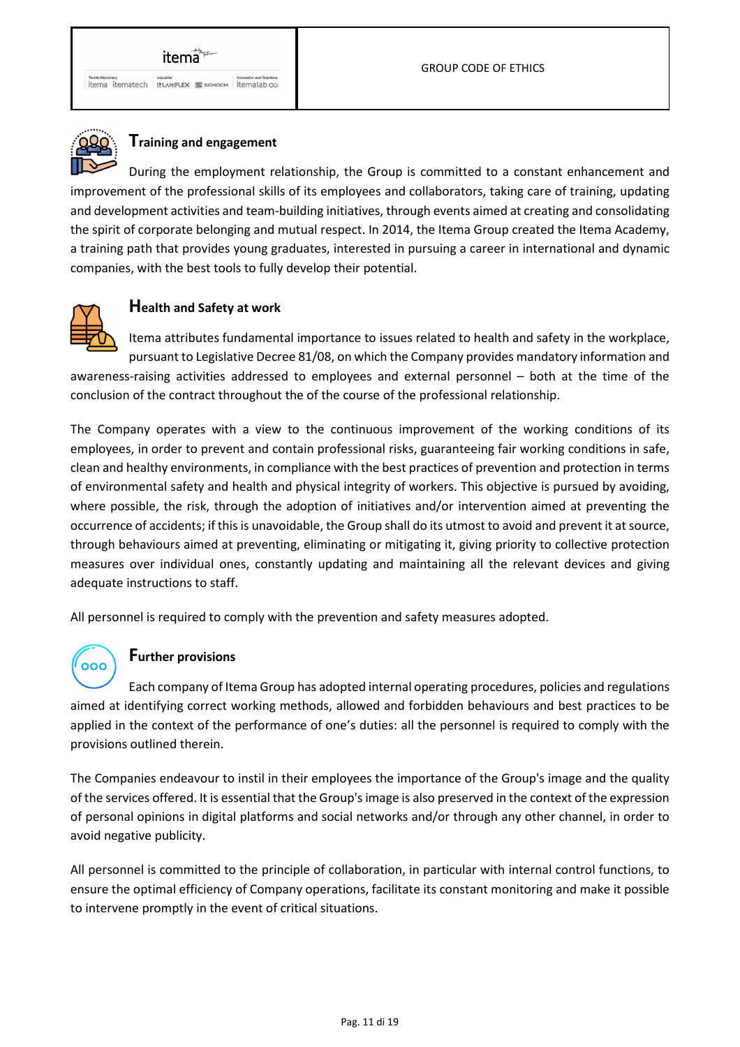## Training and engagement

During the employment relationship, the Group is committed to a constant enhancement and improvement of the professional skills of its employees and collaborators, taking care of training, updating and development activities and team-building initiatives, through events aimed at creating and consolidating the spirit of corporate belonging and mutual respect. In 2014, the Itema Group created the Itema Academy, a training path that provides young graduates, interested in pursuing a career in international and dynamic companies, with the best tools to fully develop their potential.

## Health and Safety at work

Itema attributes fundamental importance to issues related to health and safety in the workplace, pursuant to Legislative Decree 81/08, on which the Company provides mandatory information and awareness-raising activities addressed to employees and external personnel – both at the time of the conclusion of the contract throughout the of the course of the professional relationship.

The Company operates with a view to the continuous improvement of the working conditions of its employees, in order to prevent and contain professional risks, guaranteeing fair working conditions in safe, clean and healthy environments, in compliance with the best practices of prevention and protection in terms of environmental safety and health and physical integrity of workers. This objective is pursued by avoiding, where possible, the risk, through the adoption of initiatives and/or intervention aimed at preventing the occurrence of accidents; if this is unavoidable, the Group shall do its utmost to avoid and prevent it at source, through behaviours aimed at preventing, eliminating or mitigating it, giving priority to collective protection measures over individual ones, constantly updating and maintaining all the relevant devices and giving adequate instructions to staff.

All personnel is required to comply with the prevention and safety measures adopted.

## Further provisions

Each company of Itema Group has adopted internal operating procedures, policies and regulations aimed at identifying correct working methods, allowed and forbidden behaviours and best practices to be applied in the context of the performance of one's duties: all the personnel is required to comply with the provisions outlined therein.

The Companies endeavour to instil in their employees the importance of the Group's image and the quality of the services offered. It is essential that the Group's image is also preserved in the context of the expression of personal opinions in digital platforms and social networks and/or through any other channel, in order to avoid negative publicity.

All personnel is committed to the principle of collaboration, in particular with internal control functions, to ensure the optimal efficiency of Company operations, facilitate its constant monitoring and make it possible to intervene promptly in the event of critical situations.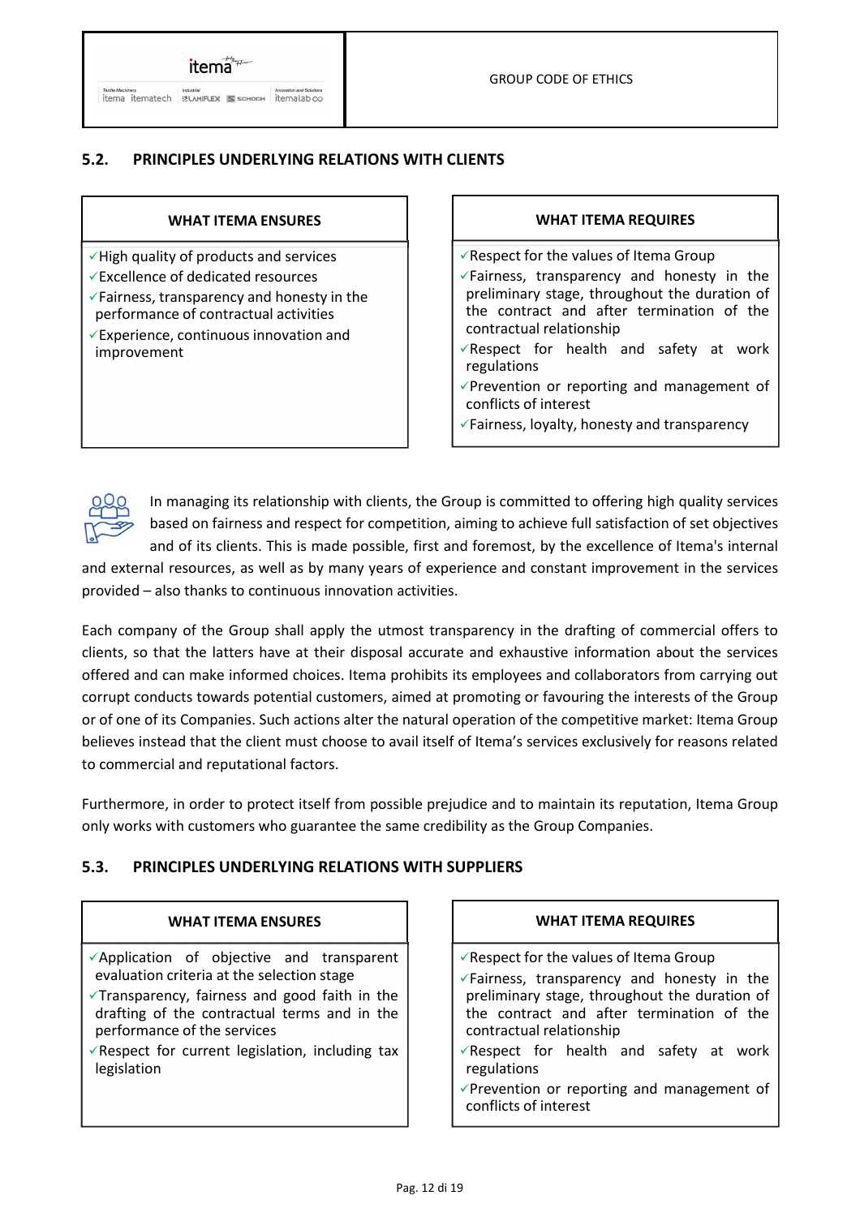## 5.2. PRINCIPLES UNDERLYING RELATIONS WITH CLIENTS

| WHAT ITEMA ENSURES | WHAT ITEMA REQUIRES |
| --- | --- |
| ✓High quality of products and services<br>✓Excellence of dedicated resources<br>✓Fairness, transparency and honesty in the performance of contractual activities<br>✓Experience, continuous innovation and improvement | ✓Respect for the values of Itema Group<br>✓Fairness, transparency and honesty in the preliminary stage, throughout the duration of the contract and after termination of the contractual relationship<br>✓Respect for health and safety at work regulations<br>✓Prevention or reporting and management of conflicts of interest<br>✓Fairness, loyalty, honesty and transparency |

In managing its relationship with clients, the Group is committed to offering high quality services based on fairness and respect for competition, aiming to achieve full satisfaction of set objectives and of its clients. This is made possible, first and foremost, by the excellence of Itema's internal and external resources, as well as by many years of experience and constant improvement in the services provided – also thanks to continuous innovation activities.

Each company of the Group shall apply the utmost transparency in the drafting of commercial offers to clients, so that the latters have at their disposal accurate and exhaustive information about the services offered and can make informed choices. Itema prohibits its employees and collaborators from carrying out corrupt conducts towards potential customers, aimed at promoting or favouring the interests of the Group or of one of its Companies. Such actions alter the natural operation of the competitive market: Itema Group believes instead that the client must choose to avail itself of Itema's services exclusively for reasons related to commercial and reputational factors.

Furthermore, in order to protect itself from possible prejudice and to maintain its reputation, Itema Group only works with customers who guarantee the same credibility as the Group Companies.

## 5.3. PRINCIPLES UNDERLYING RELATIONS WITH SUPPLIERS

| WHAT ITEMA ENSURES | WHAT ITEMA REQUIRES |
| --- | --- |
| ✓Application of objective and transparent evaluation criteria at the selection stage<br>✓Transparency, fairness and good faith in the drafting of the contractual terms and in the performance of the services<br>✓Respect for current legislation, including tax legislation | ✓Respect for the values of Itema Group<br>✓Fairness, transparency and honesty in the preliminary stage, throughout the duration of the contract and after termination of the contractual relationship<br>✓Respect for health and safety at work regulations<br>✓Prevention or reporting and management of conflicts of interest |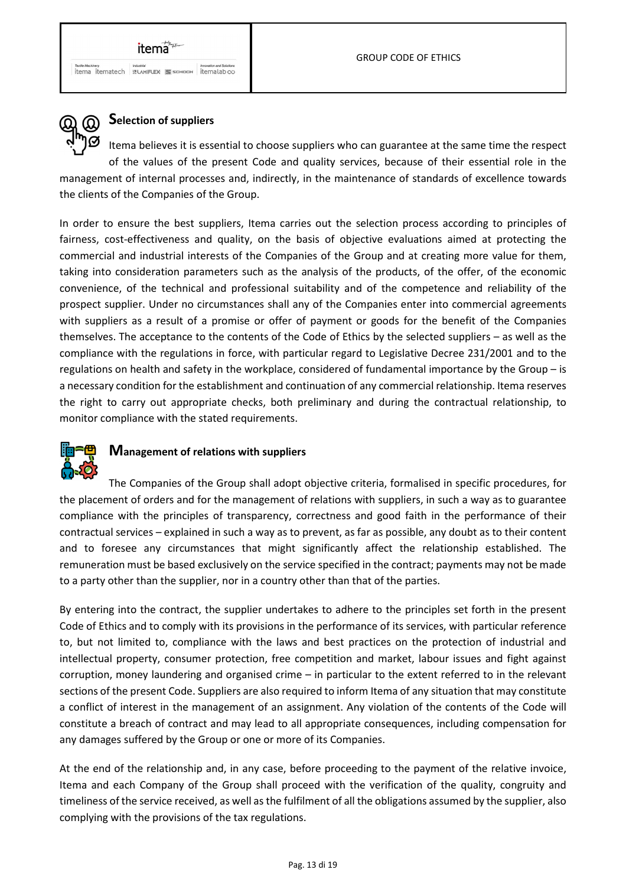## Selection of suppliers

Itema believes it is essential to choose suppliers who can guarantee at the same time the respect of the values of the present Code and quality services, because of their essential role in the management of internal processes and, indirectly, in the maintenance of standards of excellence towards the clients of the Companies of the Group.

In order to ensure the best suppliers, Itema carries out the selection process according to principles of fairness, cost-effectiveness and quality, on the basis of objective evaluations aimed at protecting the commercial and industrial interests of the Companies of the Group and at creating more value for them, taking into consideration parameters such as the analysis of the products, of the offer, of the economic convenience, of the technical and professional suitability and of the competence and reliability of the prospect supplier. Under no circumstances shall any of the Companies enter into commercial agreements with suppliers as a result of a promise or offer of payment or goods for the benefit of the Companies themselves. The acceptance to the contents of the Code of Ethics by the selected suppliers – as well as the compliance with the regulations in force, with particular regard to Legislative Decree 231/2001 and to the regulations on health and safety in the workplace, considered of fundamental importance by the Group – is a necessary condition for the establishment and continuation of any commercial relationship. Itema reserves the right to carry out appropriate checks, both preliminary and during the contractual relationship, to monitor compliance with the stated requirements.

## Management of relations with suppliers

The Companies of the Group shall adopt objective criteria, formalised in specific procedures, for the placement of orders and for the management of relations with suppliers, in such a way as to guarantee compliance with the principles of transparency, correctness and good faith in the performance of their contractual services – explained in such a way as to prevent, as far as possible, any doubt as to their content and to foresee any circumstances that might significantly affect the relationship established. The remuneration must be based exclusively on the service specified in the contract; payments may not be made to a party other than the supplier, nor in a country other than that of the parties.

By entering into the contract, the supplier undertakes to adhere to the principles set forth in the present Code of Ethics and to comply with its provisions in the performance of its services, with particular reference to, but not limited to, compliance with the laws and best practices on the protection of industrial and intellectual property, consumer protection, free competition and market, labour issues and fight against corruption, money laundering and organised crime – in particular to the extent referred to in the relevant sections of the present Code. Suppliers are also required to inform Itema of any situation that may constitute a conflict of interest in the management of an assignment. Any violation of the contents of the Code will constitute a breach of contract and may lead to all appropriate consequences, including compensation for any damages suffered by the Group or one or more of its Companies.

At the end of the relationship and, in any case, before proceeding to the payment of the relative invoice, Itema and each Company of the Group shall proceed with the verification of the quality, congruity and timeliness of the service received, as well as the fulfilment of all the obligations assumed by the supplier, also complying with the provisions of the tax regulations.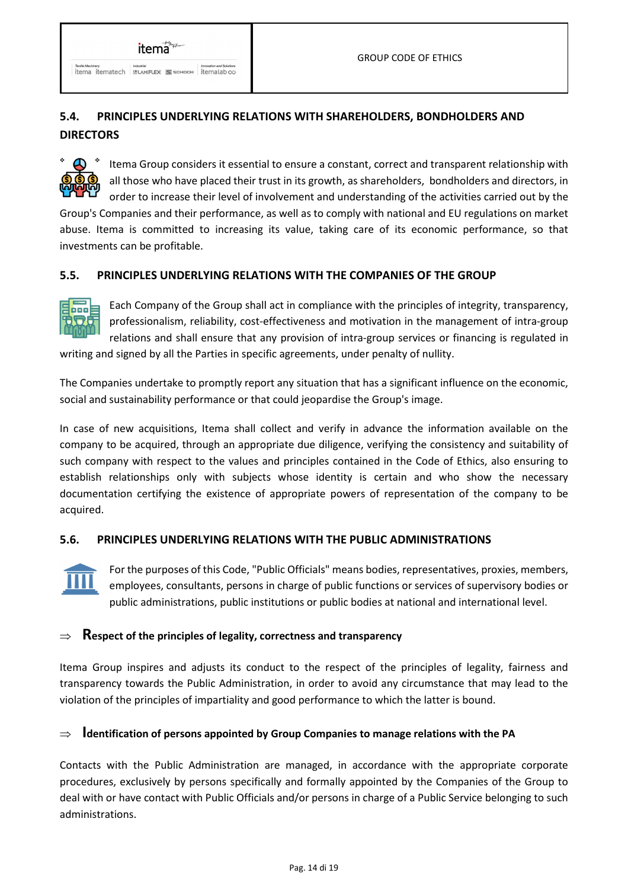## 5.4. PRINCIPLES UNDERLYING RELATIONS WITH SHAREHOLDERS, BONDHOLDERS AND DIRECTORS

Itema Group considers it essential to ensure a constant, correct and transparent relationship with all those who have placed their trust in its growth, as shareholders, bondholders and directors, in order to increase their level of involvement and understanding of the activities carried out by the Group's Companies and their performance, as well as to comply with national and EU regulations on market abuse. Itema is committed to increasing its value, taking care of its economic performance, so that investments can be profitable.

## 5.5. PRINCIPLES UNDERLYING RELATIONS WITH THE COMPANIES OF THE GROUP

Each Company of the Group shall act in compliance with the principles of integrity, transparency, professionalism, reliability, cost-effectiveness and motivation in the management of intra-group relations and shall ensure that any provision of intra-group services or financing is regulated in writing and signed by all the Parties in specific agreements, under penalty of nullity.

The Companies undertake to promptly report any situation that has a significant influence on the economic, social and sustainability performance or that could jeopardise the Group's image.

In case of new acquisitions, Itema shall collect and verify in advance the information available on the company to be acquired, through an appropriate due diligence, verifying the consistency and suitability of such company with respect to the values and principles contained in the Code of Ethics, also ensuring to establish relationships only with subjects whose identity is certain and who show the necessary documentation certifying the existence of appropriate powers of representation of the company to be acquired.

## 5.6. PRINCIPLES UNDERLYING RELATIONS WITH THE PUBLIC ADMINISTRATIONS

For the purposes of this Code, "Public Officials" means bodies, representatives, proxies, members, employees, consultants, persons in charge of public functions or services of supervisory bodies or public administrations, public institutions or public bodies at national and international level.

⇒ **Respect of the principles of legality, correctness and transparency**

Itema Group inspires and adjusts its conduct to the respect of the principles of legality, fairness and transparency towards the Public Administration, in order to avoid any circumstance that may lead to the violation of the principles of impartiality and good performance to which the latter is bound.

⇒ **Identification of persons appointed by Group Companies to manage relations with the PA**

Contacts with the Public Administration are managed, in accordance with the appropriate corporate procedures, exclusively by persons specifically and formally appointed by the Companies of the Group to deal with or have contact with Public Officials and/or persons in charge of a Public Service belonging to such administrations.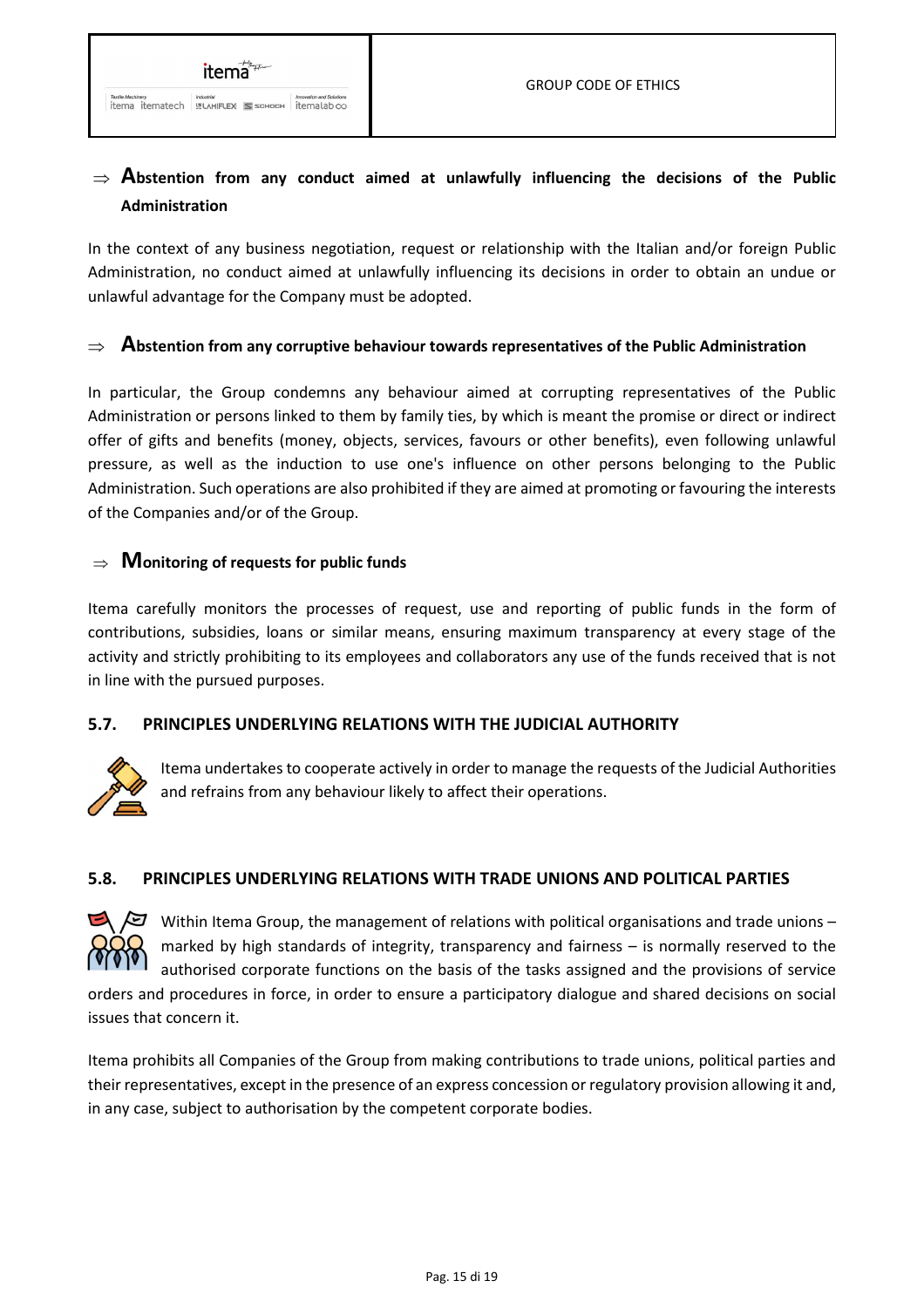⇒ **Abstention from any conduct aimed at unlawfully influencing the decisions of the Public Administration**

In the context of any business negotiation, request or relationship with the Italian and/or foreign Public Administration, no conduct aimed at unlawfully influencing its decisions in order to obtain an undue or unlawful advantage for the Company must be adopted.

⇒ **Abstention from any corruptive behaviour towards representatives of the Public Administration**

In particular, the Group condemns any behaviour aimed at corrupting representatives of the Public Administration or persons linked to them by family ties, by which is meant the promise or direct or indirect offer of gifts and benefits (money, objects, services, favours or other benefits), even following unlawful pressure, as well as the induction to use one's influence on other persons belonging to the Public Administration. Such operations are also prohibited if they are aimed at promoting or favouring the interests of the Companies and/or of the Group.

⇒ **Monitoring of requests for public funds**

Itema carefully monitors the processes of request, use and reporting of public funds in the form of contributions, subsidies, loans or similar means, ensuring maximum transparency at every stage of the activity and strictly prohibiting to its employees and collaborators any use of the funds received that is not in line with the pursued purposes.

## 5.7. PRINCIPLES UNDERLYING RELATIONS WITH THE JUDICIAL AUTHORITY

Itema undertakes to cooperate actively in order to manage the requests of the Judicial Authorities and refrains from any behaviour likely to affect their operations.

## 5.8. PRINCIPLES UNDERLYING RELATIONS WITH TRADE UNIONS AND POLITICAL PARTIES

Within Itema Group, the management of relations with political organisations and trade unions – marked by high standards of integrity, transparency and fairness – is normally reserved to the authorised corporate functions on the basis of the tasks assigned and the provisions of service orders and procedures in force, in order to ensure a participatory dialogue and shared decisions on social issues that concern it.

Itema prohibits all Companies of the Group from making contributions to trade unions, political parties and their representatives, except in the presence of an express concession or regulatory provision allowing it and, in any case, subject to authorisation by the competent corporate bodies.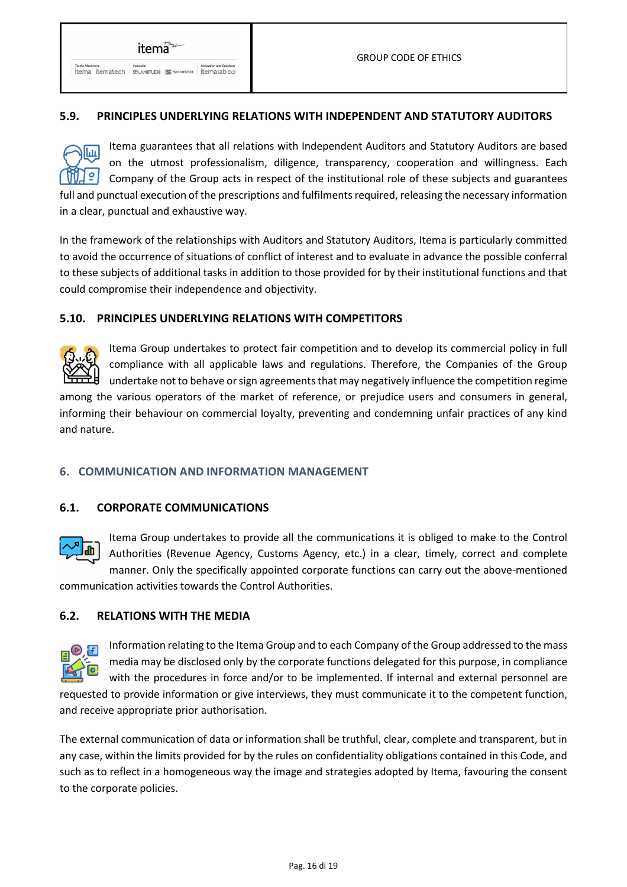### 5.9. PRINCIPLES UNDERLYING RELATIONS WITH INDEPENDENT AND STATUTORY AUDITORS

Itema guarantees that all relations with Independent Auditors and Statutory Auditors are based on the utmost professionalism, diligence, transparency, cooperation and willingness. Each Company of the Group acts in respect of the institutional role of these subjects and guarantees full and punctual execution of the prescriptions and fulfilments required, releasing the necessary information in a clear, punctual and exhaustive way.

In the framework of the relationships with Auditors and Statutory Auditors, Itema is particularly committed to avoid the occurrence of situations of conflict of interest and to evaluate in advance the possible conferral to these subjects of additional tasks in addition to those provided for by their institutional functions and that could compromise their independence and objectivity.

### 5.10. PRINCIPLES UNDERLYING RELATIONS WITH COMPETITORS

Itema Group undertakes to protect fair competition and to develop its commercial policy in full compliance with all applicable laws and regulations. Therefore, the Companies of the Group undertake not to behave or sign agreements that may negatively influence the competition regime among the various operators of the market of reference, or prejudice users and consumers in general, informing their behaviour on commercial loyalty, preventing and condemning unfair practices of any kind and nature.

## 6. COMMUNICATION AND INFORMATION MANAGEMENT

### 6.1. CORPORATE COMMUNICATIONS

Itema Group undertakes to provide all the communications it is obliged to make to the Control Authorities (Revenue Agency, Customs Agency, etc.) in a clear, timely, correct and complete manner. Only the specifically appointed corporate functions can carry out the above-mentioned communication activities towards the Control Authorities.

### 6.2. RELATIONS WITH THE MEDIA

Information relating to the Itema Group and to each Company of the Group addressed to the mass media may be disclosed only by the corporate functions delegated for this purpose, in compliance with the procedures in force and/or to be implemented. If internal and external personnel are requested to provide information or give interviews, they must communicate it to the competent function, and receive appropriate prior authorisation.

The external communication of data or information shall be truthful, clear, complete and transparent, but in any case, within the limits provided for by the rules on confidentiality obligations contained in this Code, and such as to reflect in a homogeneous way the image and strategies adopted by Itema, favouring the consent to the corporate policies.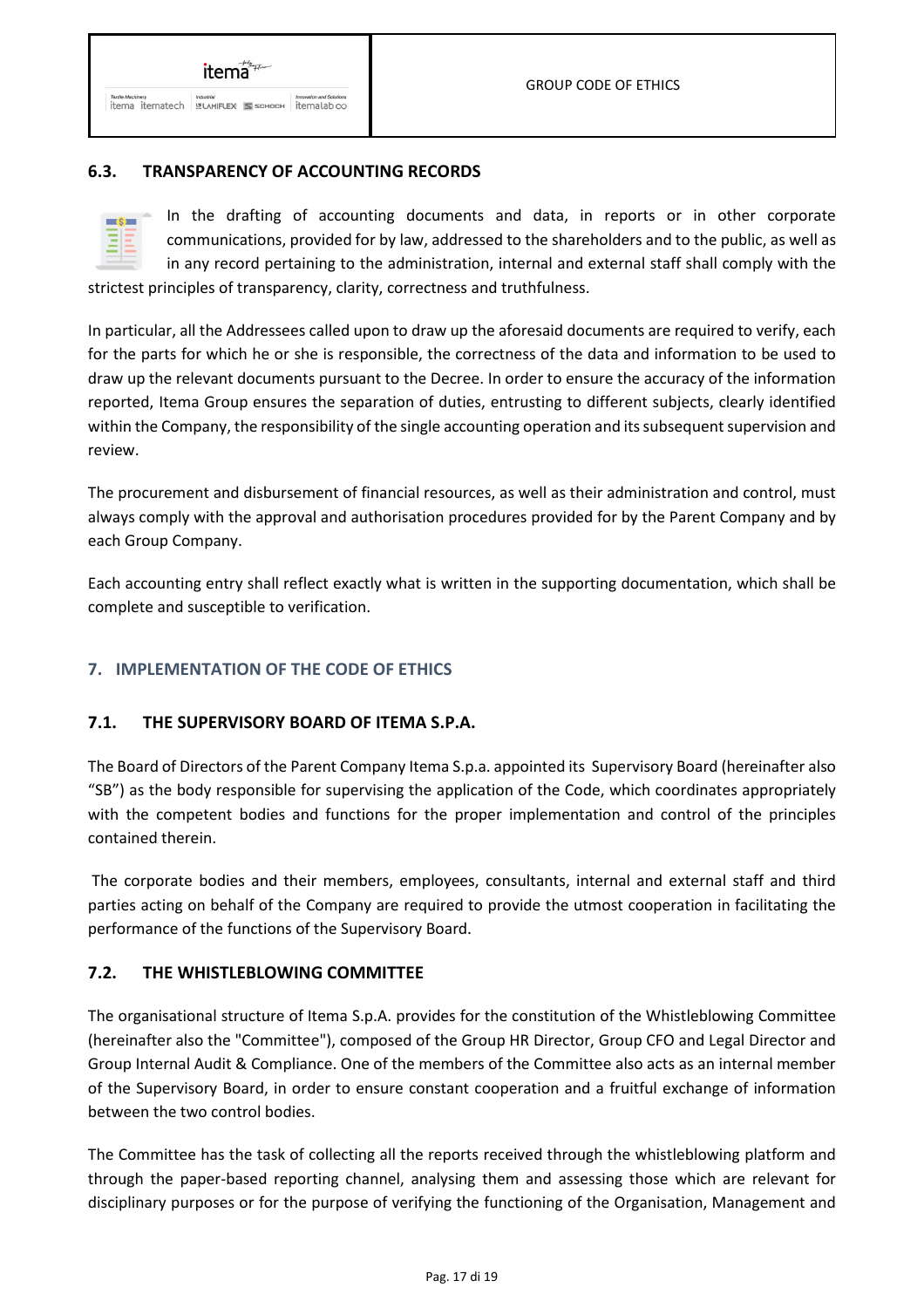### 6.3. TRANSPARENCY OF ACCOUNTING RECORDS

In the drafting of accounting documents and data, in reports or in other corporate communications, provided for by law, addressed to the shareholders and to the public, as well as in any record pertaining to the administration, internal and external staff shall comply with the strictest principles of transparency, clarity, correctness and truthfulness.

In particular, all the Addressees called upon to draw up the aforesaid documents are required to verify, each for the parts for which he or she is responsible, the correctness of the data and information to be used to draw up the relevant documents pursuant to the Decree. In order to ensure the accuracy of the information reported, Itema Group ensures the separation of duties, entrusting to different subjects, clearly identified within the Company, the responsibility of the single accounting operation and its subsequent supervision and review.

The procurement and disbursement of financial resources, as well as their administration and control, must always comply with the approval and authorisation procedures provided for by the Parent Company and by each Group Company.

Each accounting entry shall reflect exactly what is written in the supporting documentation, which shall be complete and susceptible to verification.

## 7. IMPLEMENTATION OF THE CODE OF ETHICS

### 7.1. THE SUPERVISORY BOARD OF ITEMA S.P.A.

The Board of Directors of the Parent Company Itema S.p.a. appointed its Supervisory Board (hereinafter also "SB") as the body responsible for supervising the application of the Code, which coordinates appropriately with the competent bodies and functions for the proper implementation and control of the principles contained therein.

The corporate bodies and their members, employees, consultants, internal and external staff and third parties acting on behalf of the Company are required to provide the utmost cooperation in facilitating the performance of the functions of the Supervisory Board.

### 7.2. THE WHISTLEBLOWING COMMITTEE

The organisational structure of Itema S.p.A. provides for the constitution of the Whistleblowing Committee (hereinafter also the "Committee"), composed of the Group HR Director, Group CFO and Legal Director and Group Internal Audit & Compliance. One of the members of the Committee also acts as an internal member of the Supervisory Board, in order to ensure constant cooperation and a fruitful exchange of information between the two control bodies.

The Committee has the task of collecting all the reports received through the whistleblowing platform and through the paper-based reporting channel, analysing them and assessing those which are relevant for disciplinary purposes or for the purpose of verifying the functioning of the Organisation, Management and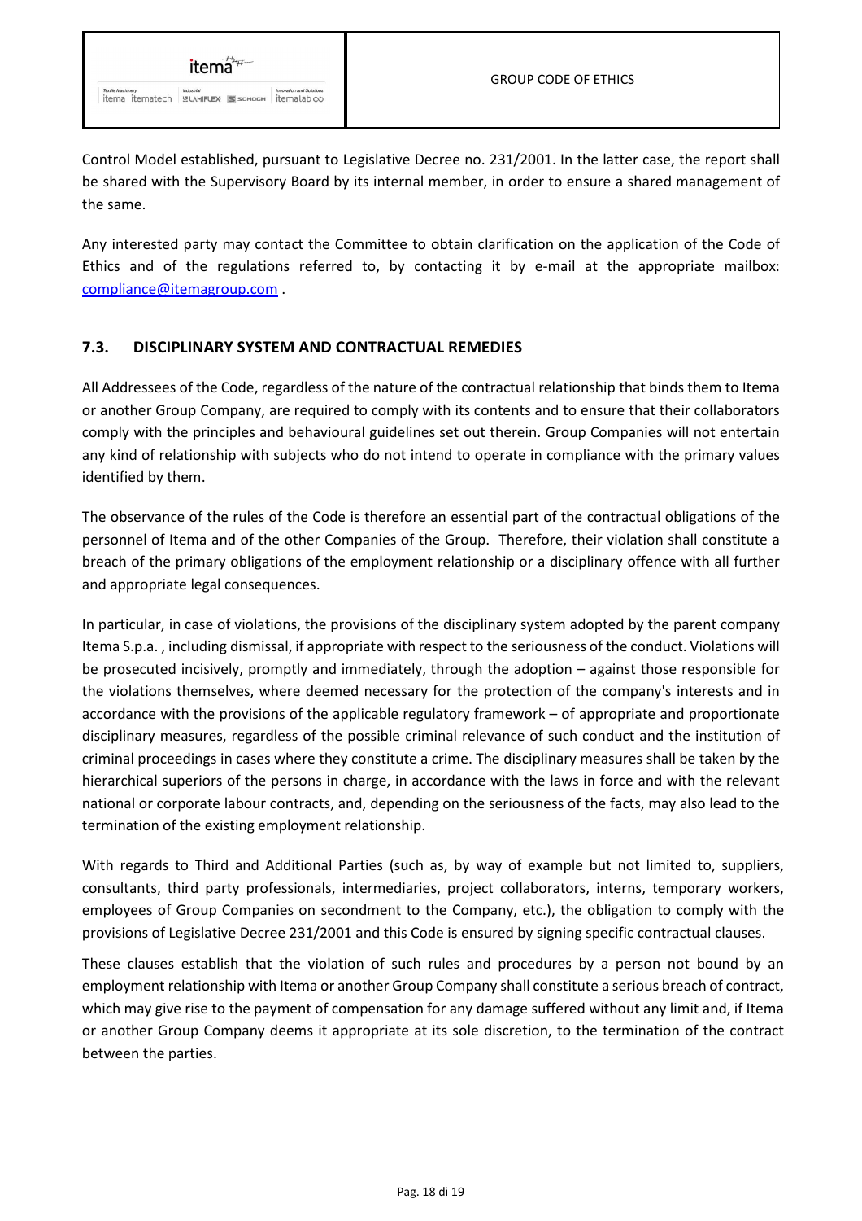Control Model established, pursuant to Legislative Decree no. 231/2001. In the latter case, the report shall be shared with the Supervisory Board by its internal member, in order to ensure a shared management of the same.

Any interested party may contact the Committee to obtain clarification on the application of the Code of Ethics and of the regulations referred to, by contacting it by e-mail at the appropriate mailbox: compliance@itemagroup.com .

## 7.3. DISCIPLINARY SYSTEM AND CONTRACTUAL REMEDIES

All Addressees of the Code, regardless of the nature of the contractual relationship that binds them to Itema or another Group Company, are required to comply with its contents and to ensure that their collaborators comply with the principles and behavioural guidelines set out therein. Group Companies will not entertain any kind of relationship with subjects who do not intend to operate in compliance with the primary values identified by them.

The observance of the rules of the Code is therefore an essential part of the contractual obligations of the personnel of Itema and of the other Companies of the Group. Therefore, their violation shall constitute a breach of the primary obligations of the employment relationship or a disciplinary offence with all further and appropriate legal consequences.

In particular, in case of violations, the provisions of the disciplinary system adopted by the parent company Itema S.p.a. , including dismissal, if appropriate with respect to the seriousness of the conduct. Violations will be prosecuted incisively, promptly and immediately, through the adoption – against those responsible for the violations themselves, where deemed necessary for the protection of the company's interests and in accordance with the provisions of the applicable regulatory framework – of appropriate and proportionate disciplinary measures, regardless of the possible criminal relevance of such conduct and the institution of criminal proceedings in cases where they constitute a crime. The disciplinary measures shall be taken by the hierarchical superiors of the persons in charge, in accordance with the laws in force and with the relevant national or corporate labour contracts, and, depending on the seriousness of the facts, may also lead to the termination of the existing employment relationship.

With regards to Third and Additional Parties (such as, by way of example but not limited to, suppliers, consultants, third party professionals, intermediaries, project collaborators, interns, temporary workers, employees of Group Companies on secondment to the Company, etc.), the obligation to comply with the provisions of Legislative Decree 231/2001 and this Code is ensured by signing specific contractual clauses.

These clauses establish that the violation of such rules and procedures by a person not bound by an employment relationship with Itema or another Group Company shall constitute a serious breach of contract, which may give rise to the payment of compensation for any damage suffered without any limit and, if Itema or another Group Company deems it appropriate at its sole discretion, to the termination of the contract between the parties.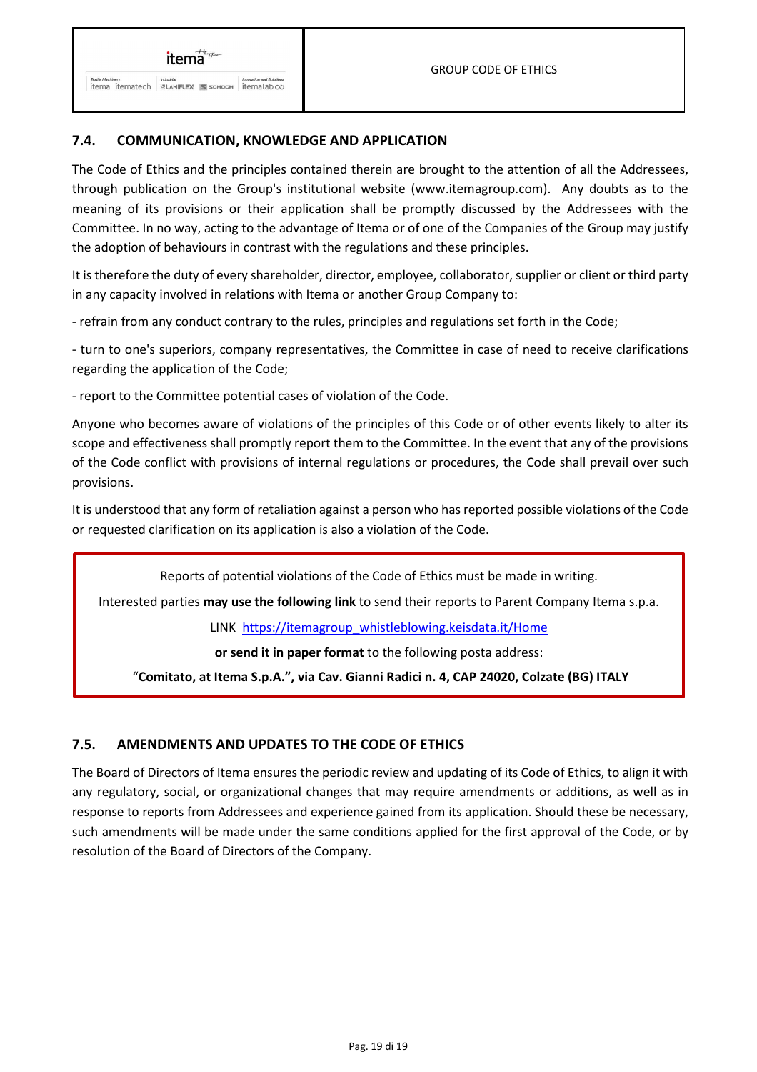## 7.4. COMMUNICATION, KNOWLEDGE AND APPLICATION

The Code of Ethics and the principles contained therein are brought to the attention of all the Addressees, through publication on the Group's institutional website (www.itemagroup.com). Any doubts as to the meaning of its provisions or their application shall be promptly discussed by the Addressees with the Committee. In no way, acting to the advantage of Itema or of one of the Companies of the Group may justify the adoption of behaviours in contrast with the regulations and these principles.

It is therefore the duty of every shareholder, director, employee, collaborator, supplier or client or third party in any capacity involved in relations with Itema or another Group Company to:

- refrain from any conduct contrary to the rules, principles and regulations set forth in the Code;
- turn to one's superiors, company representatives, the Committee in case of need to receive clarifications regarding the application of the Code;
- report to the Committee potential cases of violation of the Code.

Anyone who becomes aware of violations of the principles of this Code or of other events likely to alter its scope and effectiveness shall promptly report them to the Committee. In the event that any of the provisions of the Code conflict with provisions of internal regulations or procedures, the Code shall prevail over such provisions.

It is understood that any form of retaliation against a person who has reported possible violations of the Code or requested clarification on its application is also a violation of the Code.

Reports of potential violations of the Code of Ethics must be made in writing.

Interested parties **may use the following link** to send their reports to Parent Company Itema s.p.a.

LINK https://itemagroup_whistleblowing.keisdata.it/Home

**or send it in paper format** to the following posta address:

"**Comitato, at Itema S.p.A.", via Cav. Gianni Radici n. 4, CAP 24020, Colzate (BG) ITALY**

## 7.5. AMENDMENTS AND UPDATES TO THE CODE OF ETHICS

The Board of Directors of Itema ensures the periodic review and updating of its Code of Ethics, to align it with any regulatory, social, or organizational changes that may require amendments or additions, as well as in response to reports from Addressees and experience gained from its application. Should these be necessary, such amendments will be made under the same conditions applied for the first approval of the Code, or by resolution of the Board of Directors of the Company.